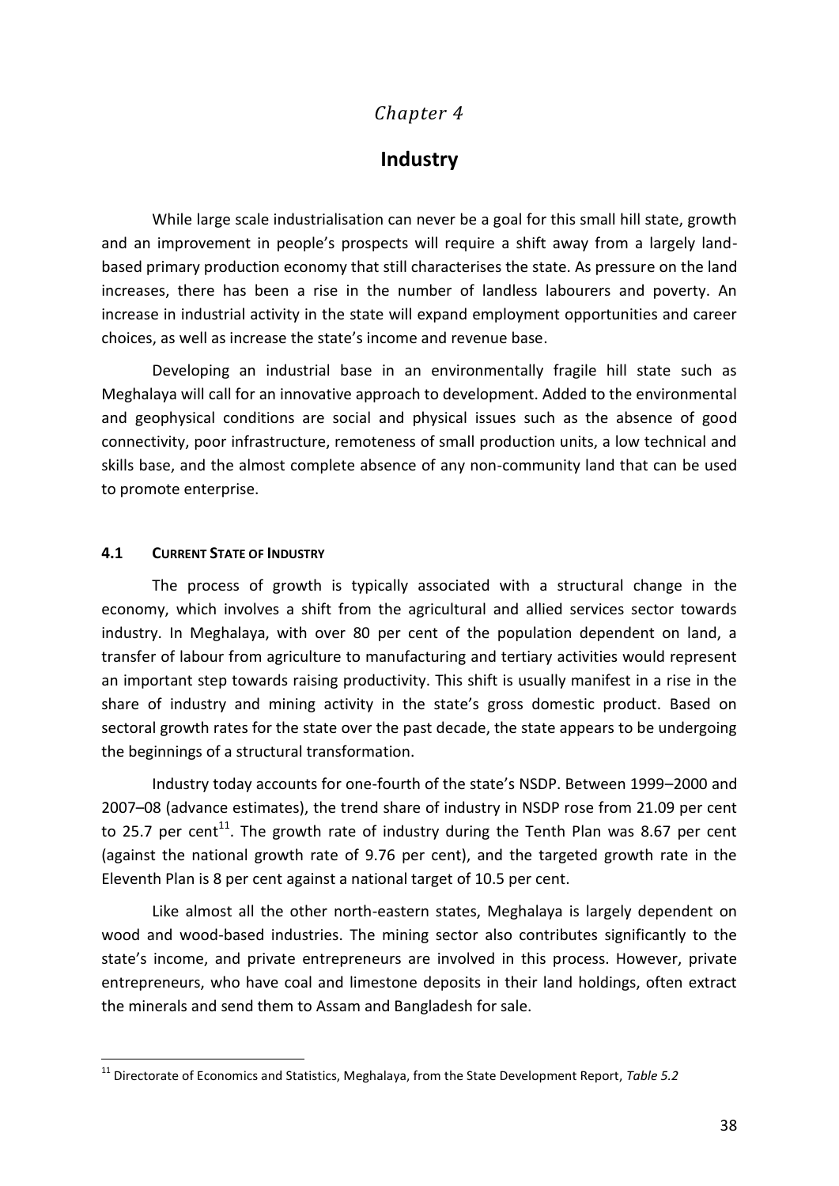*Chapter 4*

# Industry

While large scale industrialisation can never be a goal for this small hill state, growth and an improvement in people's prospects will require a shift away from a largely land-based primary production economy that still characterises the state. As pressure on the land increases, there has been a rise in the number of landless labourers and poverty. An increase in industrial activity in the state will expand employment opportunities and career choices, as well as increase the state's income and revenue base.

Developing an industrial base in an environmentally fragile hill state such as Meghalaya will call for an innovative approach to development. Added to the environmental and geophysical conditions are social and physical issues such as the absence of good connectivity, poor infrastructure, remoteness of small production units, a low technical and skills base, and the almost complete absence of any non-community land that can be used to promote enterprise.

## 4.1 CURRENT STATE OF INDUSTRY

The process of growth is typically associated with a structural change in the economy, which involves a shift from the agricultural and allied services sector towards industry. In Meghalaya, with over 80 per cent of the population dependent on land, a transfer of labour from agriculture to manufacturing and tertiary activities would represent an important step towards raising productivity. This shift is usually manifest in a rise in the share of industry and mining activity in the state's gross domestic product. Based on sectoral growth rates for the state over the past decade, the state appears to be undergoing the beginnings of a structural transformation.

Industry today accounts for one-fourth of the state's NSDP. Between 1999–2000 and 2007–08 (advance estimates), the trend share of industry in NSDP rose from 21.09 per cent to 25.7 per cent[11]. The growth rate of industry during the Tenth Plan was 8.67 per cent (against the national growth rate of 9.76 per cent), and the targeted growth rate in the Eleventh Plan is 8 per cent against a national target of 10.5 per cent.

Like almost all the other north-eastern states, Meghalaya is largely dependent on wood and wood-based industries. The mining sector also contributes significantly to the state's income, and private entrepreneurs are involved in this process. However, private entrepreneurs, who have coal and limestone deposits in their land holdings, often extract the minerals and send them to Assam and Bangladesh for sale.

[11] Directorate of Economics and Statistics, Meghalaya, from the State Development Report, *Table 5.2*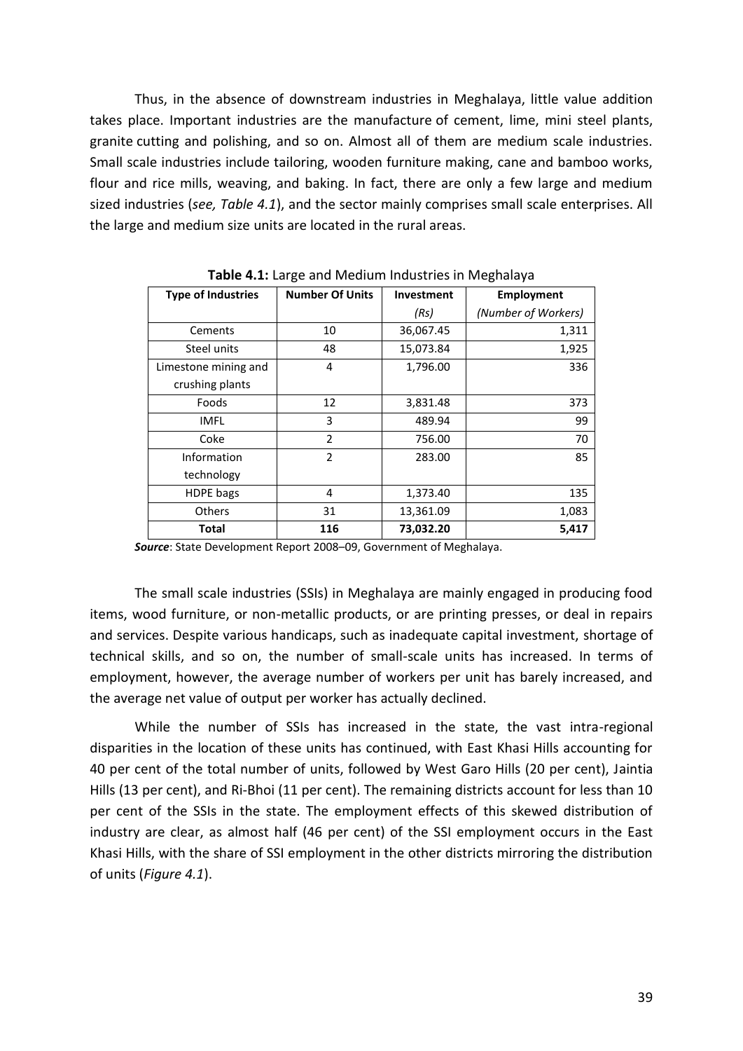Thus, in the absence of downstream industries in Meghalaya, little value addition takes place. Important industries are the manufacture of cement, lime, mini steel plants, granite cutting and polishing, and so on. Almost all of them are medium scale industries. Small scale industries include tailoring, wooden furniture making, cane and bamboo works, flour and rice mills, weaving, and baking. In fact, there are only a few large and medium sized industries (*see, Table 4.1*), and the sector mainly comprises small scale enterprises. All the large and medium size units are located in the rural areas.

**Table 4.1:** Large and Medium Industries in Meghalaya

| Type of Industries | Number Of Units | Investment *(Rs)* | Employment *(Number of Workers)* |
|---|---|---|---|
| Cements | 10 | 36,067.45 | 1,311 |
| Steel units | 48 | 15,073.84 | 1,925 |
| Limestone mining and crushing plants | 4 | 1,796.00 | 336 |
| Foods | 12 | 3,831.48 | 373 |
| IMFL | 3 | 489.94 | 99 |
| Coke | 2 | 756.00 | 70 |
| Information technology | 2 | 283.00 | 85 |
| HDPE bags | 4 | 1,373.40 | 135 |
| Others | 31 | 13,361.09 | 1,083 |
| **Total** | **116** | **73,032.20** | **5,417** |

***Source***: State Development Report 2008–09, Government of Meghalaya.

The small scale industries (SSIs) in Meghalaya are mainly engaged in producing food items, wood furniture, or non-metallic products, or are printing presses, or deal in repairs and services. Despite various handicaps, such as inadequate capital investment, shortage of technical skills, and so on, the number of small-scale units has increased. In terms of employment, however, the average number of workers per unit has barely increased, and the average net value of output per worker has actually declined.

While the number of SSIs has increased in the state, the vast intra-regional disparities in the location of these units has continued, with East Khasi Hills accounting for 40 per cent of the total number of units, followed by West Garo Hills (20 per cent), Jaintia Hills (13 per cent), and Ri-Bhoi (11 per cent). The remaining districts account for less than 10 per cent of the SSIs in the state. The employment effects of this skewed distribution of industry are clear, as almost half (46 per cent) of the SSI employment occurs in the East Khasi Hills, with the share of SSI employment in the other districts mirroring the distribution of units (*Figure 4.1*).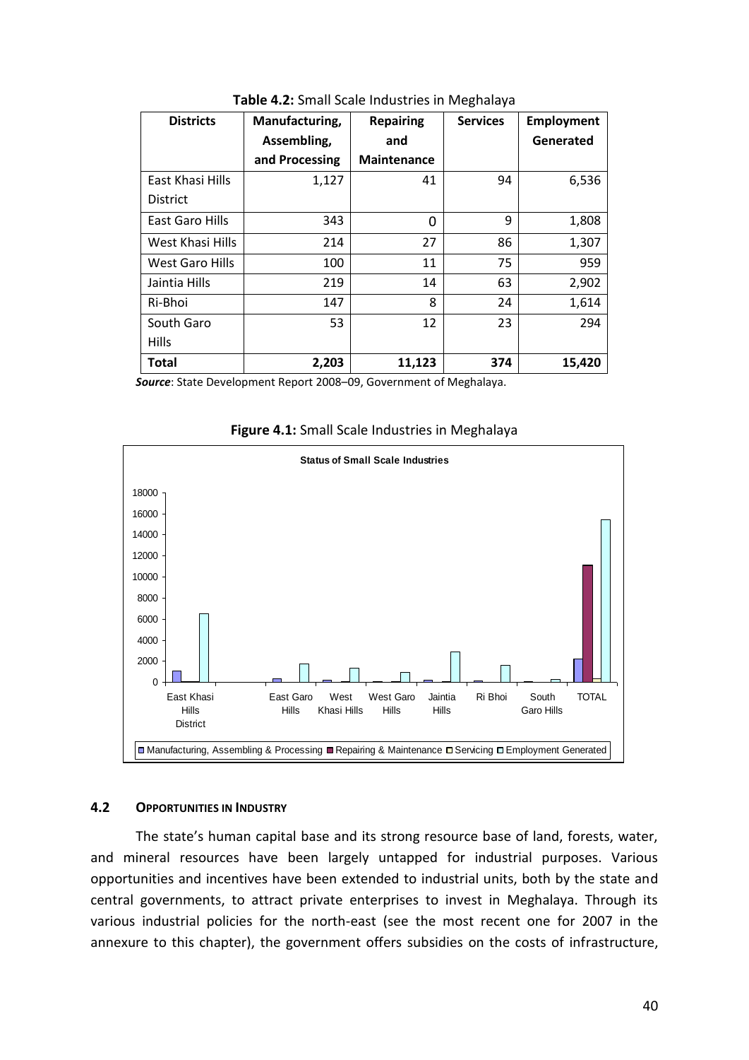**Table 4.2:** Small Scale Industries in Meghalaya

| Districts | Manufacturing, Assembling, and Processing | Repairing and Maintenance | Services | Employment Generated |
|---|---|---|---|---|
| East Khasi Hills District | 1,127 | 41 | 94 | 6,536 |
| East Garo Hills | 343 | 0 | 9 | 1,808 |
| West Khasi Hills | 214 | 27 | 86 | 1,307 |
| West Garo Hills | 100 | 11 | 75 | 959 |
| Jaintia Hills | 219 | 14 | 63 | 2,902 |
| Ri-Bhoi | 147 | 8 | 24 | 1,614 |
| South Garo Hills | 53 | 12 | 23 | 294 |
| **Total** | **2,203** | **11,123** | **374** | **15,420** |

***Source***: State Development Report 2008–09, Government of Meghalaya.

**Figure 4.1:** Small Scale Industries in Meghalaya

### 4.2 Opportunities in Industry

The state's human capital base and its strong resource base of land, forests, water, and mineral resources have been largely untapped for industrial purposes. Various opportunities and incentives have been extended to industrial units, both by the state and central governments, to attract private enterprises to invest in Meghalaya. Through its various industrial policies for the north-east (see the most recent one for 2007 in the annexure to this chapter), the government offers subsidies on the costs of infrastructure,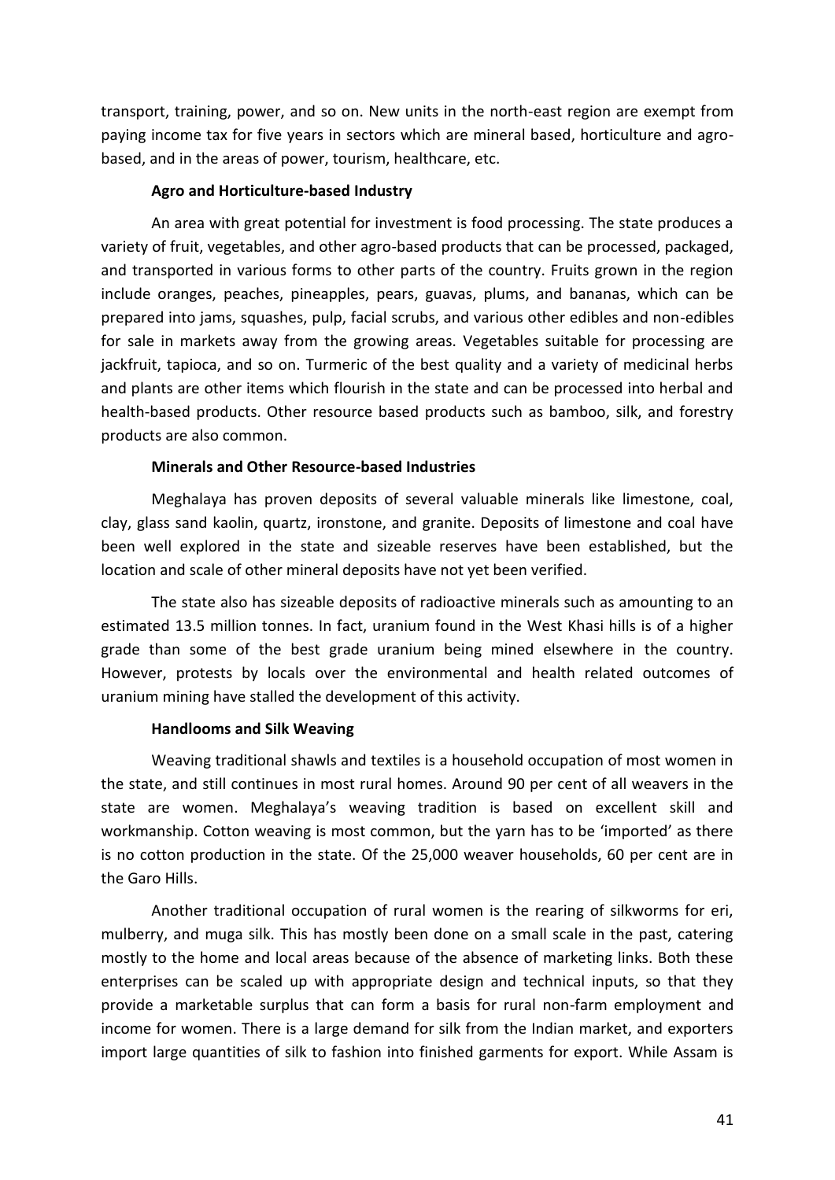transport, training, power, and so on. New units in the north-east region are exempt from paying income tax for five years in sectors which are mineral based, horticulture and agro-based, and in the areas of power, tourism, healthcare, etc.

**Agro and Horticulture-based Industry**

An area with great potential for investment is food processing. The state produces a variety of fruit, vegetables, and other agro-based products that can be processed, packaged, and transported in various forms to other parts of the country. Fruits grown in the region include oranges, peaches, pineapples, pears, guavas, plums, and bananas, which can be prepared into jams, squashes, pulp, facial scrubs, and various other edibles and non-edibles for sale in markets away from the growing areas. Vegetables suitable for processing are jackfruit, tapioca, and so on. Turmeric of the best quality and a variety of medicinal herbs and plants are other items which flourish in the state and can be processed into herbal and health-based products. Other resource based products such as bamboo, silk, and forestry products are also common.

**Minerals and Other Resource-based Industries**

Meghalaya has proven deposits of several valuable minerals like limestone, coal, clay, glass sand kaolin, quartz, ironstone, and granite. Deposits of limestone and coal have been well explored in the state and sizeable reserves have been established, but the location and scale of other mineral deposits have not yet been verified.

The state also has sizeable deposits of radioactive minerals such as amounting to an estimated 13.5 million tonnes. In fact, uranium found in the West Khasi hills is of a higher grade than some of the best grade uranium being mined elsewhere in the country. However, protests by locals over the environmental and health related outcomes of uranium mining have stalled the development of this activity.

**Handlooms and Silk Weaving**

Weaving traditional shawls and textiles is a household occupation of most women in the state, and still continues in most rural homes. Around 90 per cent of all weavers in the state are women. Meghalaya's weaving tradition is based on excellent skill and workmanship. Cotton weaving is most common, but the yarn has to be 'imported' as there is no cotton production in the state. Of the 25,000 weaver households, 60 per cent are in the Garo Hills.

Another traditional occupation of rural women is the rearing of silkworms for eri, mulberry, and muga silk. This has mostly been done on a small scale in the past, catering mostly to the home and local areas because of the absence of marketing links. Both these enterprises can be scaled up with appropriate design and technical inputs, so that they provide a marketable surplus that can form a basis for rural non-farm employment and income for women. There is a large demand for silk from the Indian market, and exporters import large quantities of silk to fashion into finished garments for export. While Assam is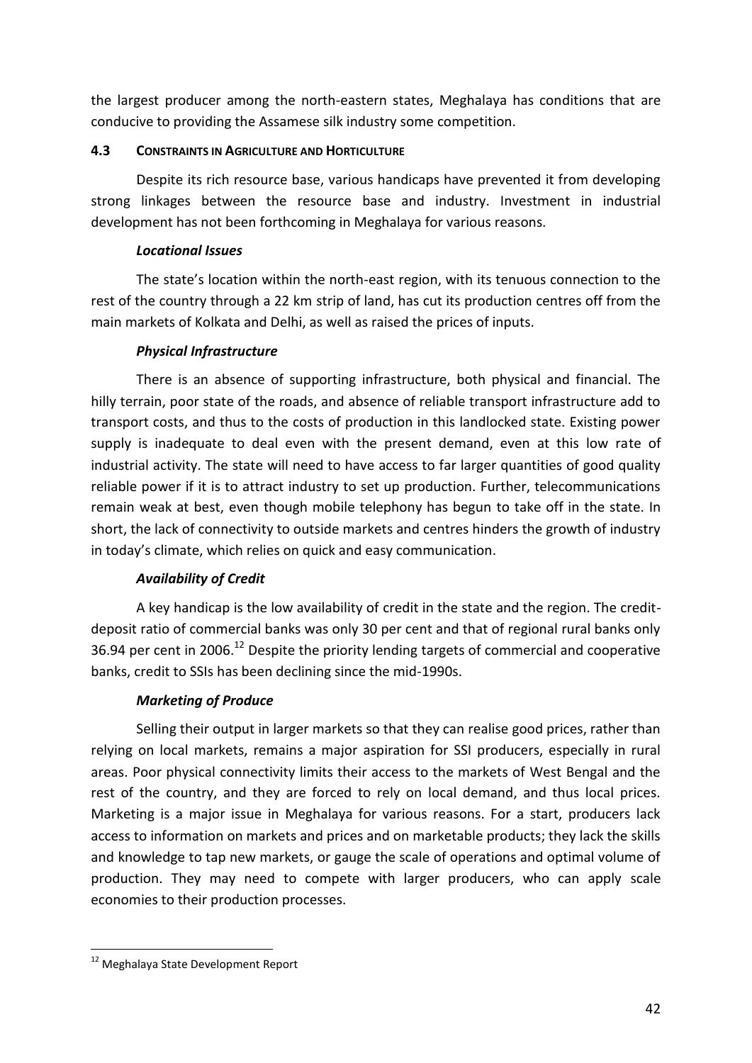the largest producer among the north-eastern states, Meghalaya has conditions that are conducive to providing the Assamese silk industry some competition.

## 4.3 CONSTRAINTS IN AGRICULTURE AND HORTICULTURE

Despite its rich resource base, various handicaps have prevented it from developing strong linkages between the resource base and industry. Investment in industrial development has not been forthcoming in Meghalaya for various reasons.

***Locational Issues***

The state's location within the north-east region, with its tenuous connection to the rest of the country through a 22 km strip of land, has cut its production centres off from the main markets of Kolkata and Delhi, as well as raised the prices of inputs.

***Physical Infrastructure***

There is an absence of supporting infrastructure, both physical and financial. The hilly terrain, poor state of the roads, and absence of reliable transport infrastructure add to transport costs, and thus to the costs of production in this landlocked state. Existing power supply is inadequate to deal even with the present demand, even at this low rate of industrial activity. The state will need to have access to far larger quantities of good quality reliable power if it is to attract industry to set up production. Further, telecommunications remain weak at best, even though mobile telephony has begun to take off in the state. In short, the lack of connectivity to outside markets and centres hinders the growth of industry in today's climate, which relies on quick and easy communication.

***Availability of Credit***

A key handicap is the low availability of credit in the state and the region. The credit-deposit ratio of commercial banks was only 30 per cent and that of regional rural banks only 36.94 per cent in 2006.[12] Despite the priority lending targets of commercial and cooperative banks, credit to SSIs has been declining since the mid-1990s.

***Marketing of Produce***

Selling their output in larger markets so that they can realise good prices, rather than relying on local markets, remains a major aspiration for SSI producers, especially in rural areas. Poor physical connectivity limits their access to the markets of West Bengal and the rest of the country, and they are forced to rely on local demand, and thus local prices. Marketing is a major issue in Meghalaya for various reasons. For a start, producers lack access to information on markets and prices and on marketable products; they lack the skills and knowledge to tap new markets, or gauge the scale of operations and optimal volume of production. They may need to compete with larger producers, who can apply scale economies to their production processes.

---

[12] Meghalaya State Development Report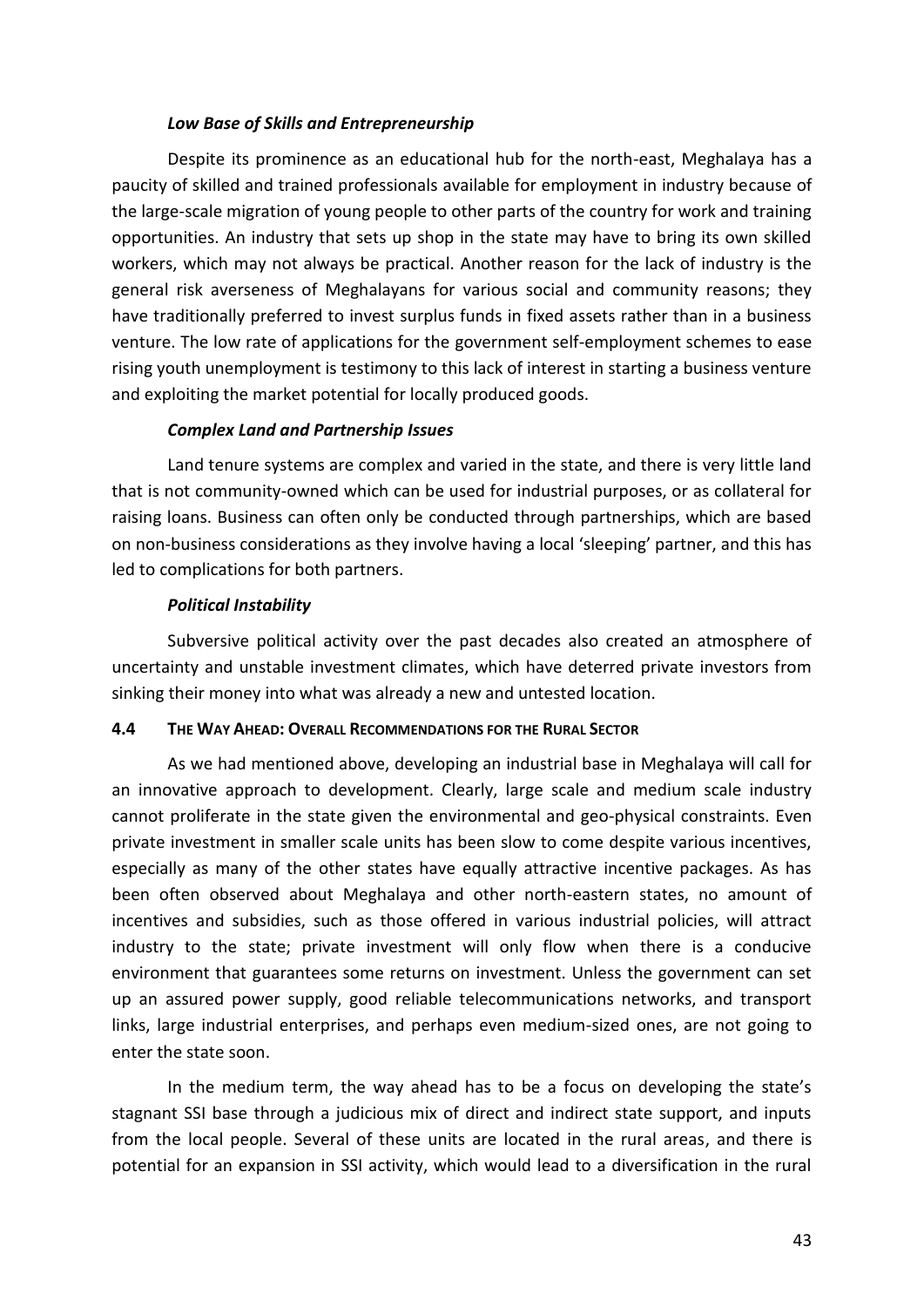### *Low Base of Skills and Entrepreneurship*

Despite its prominence as an educational hub for the north-east, Meghalaya has a paucity of skilled and trained professionals available for employment in industry because of the large-scale migration of young people to other parts of the country for work and training opportunities. An industry that sets up shop in the state may have to bring its own skilled workers, which may not always be practical. Another reason for the lack of industry is the general risk averseness of Meghalayans for various social and community reasons; they have traditionally preferred to invest surplus funds in fixed assets rather than in a business venture. The low rate of applications for the government self-employment schemes to ease rising youth unemployment is testimony to this lack of interest in starting a business venture and exploiting the market potential for locally produced goods.

### *Complex Land and Partnership Issues*

Land tenure systems are complex and varied in the state, and there is very little land that is not community-owned which can be used for industrial purposes, or as collateral for raising loans. Business can often only be conducted through partnerships, which are based on non-business considerations as they involve having a local 'sleeping' partner, and this has led to complications for both partners.

### *Political Instability*

Subversive political activity over the past decades also created an atmosphere of uncertainty and unstable investment climates, which have deterred private investors from sinking their money into what was already a new and untested location.

## 4.4 The Way Ahead: Overall Recommendations for the Rural Sector

As we had mentioned above, developing an industrial base in Meghalaya will call for an innovative approach to development. Clearly, large scale and medium scale industry cannot proliferate in the state given the environmental and geo-physical constraints. Even private investment in smaller scale units has been slow to come despite various incentives, especially as many of the other states have equally attractive incentive packages. As has been often observed about Meghalaya and other north-eastern states, no amount of incentives and subsidies, such as those offered in various industrial policies, will attract industry to the state; private investment will only flow when there is a conducive environment that guarantees some returns on investment. Unless the government can set up an assured power supply, good reliable telecommunications networks, and transport links, large industrial enterprises, and perhaps even medium-sized ones, are not going to enter the state soon.

In the medium term, the way ahead has to be a focus on developing the state's stagnant SSI base through a judicious mix of direct and indirect state support, and inputs from the local people. Several of these units are located in the rural areas, and there is potential for an expansion in SSI activity, which would lead to a diversification in the rural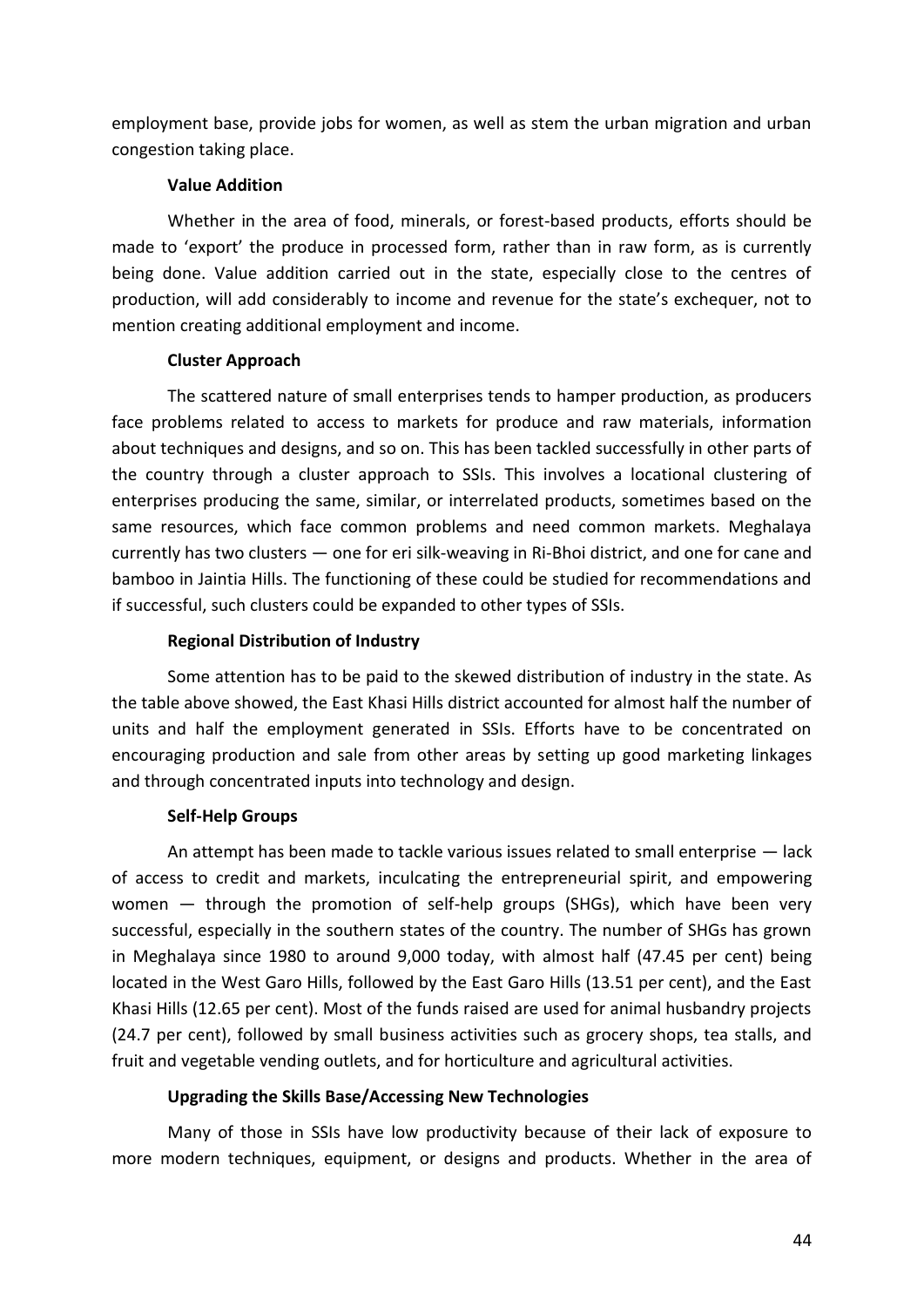employment base, provide jobs for women, as well as stem the urban migration and urban congestion taking place.

**Value Addition**

Whether in the area of food, minerals, or forest-based products, efforts should be made to 'export' the produce in processed form, rather than in raw form, as is currently being done. Value addition carried out in the state, especially close to the centres of production, will add considerably to income and revenue for the state's exchequer, not to mention creating additional employment and income.

**Cluster Approach**

The scattered nature of small enterprises tends to hamper production, as producers face problems related to access to markets for produce and raw materials, information about techniques and designs, and so on. This has been tackled successfully in other parts of the country through a cluster approach to SSIs. This involves a locational clustering of enterprises producing the same, similar, or interrelated products, sometimes based on the same resources, which face common problems and need common markets. Meghalaya currently has two clusters — one for eri silk-weaving in Ri-Bhoi district, and one for cane and bamboo in Jaintia Hills. The functioning of these could be studied for recommendations and if successful, such clusters could be expanded to other types of SSIs.

**Regional Distribution of Industry**

Some attention has to be paid to the skewed distribution of industry in the state. As the table above showed, the East Khasi Hills district accounted for almost half the number of units and half the employment generated in SSIs. Efforts have to be concentrated on encouraging production and sale from other areas by setting up good marketing linkages and through concentrated inputs into technology and design.

**Self-Help Groups**

An attempt has been made to tackle various issues related to small enterprise — lack of access to credit and markets, inculcating the entrepreneurial spirit, and empowering women — through the promotion of self-help groups (SHGs), which have been very successful, especially in the southern states of the country. The number of SHGs has grown in Meghalaya since 1980 to around 9,000 today, with almost half (47.45 per cent) being located in the West Garo Hills, followed by the East Garo Hills (13.51 per cent), and the East Khasi Hills (12.65 per cent). Most of the funds raised are used for animal husbandry projects (24.7 per cent), followed by small business activities such as grocery shops, tea stalls, and fruit and vegetable vending outlets, and for horticulture and agricultural activities.

**Upgrading the Skills Base/Accessing New Technologies**

Many of those in SSIs have low productivity because of their lack of exposure to more modern techniques, equipment, or designs and products. Whether in the area of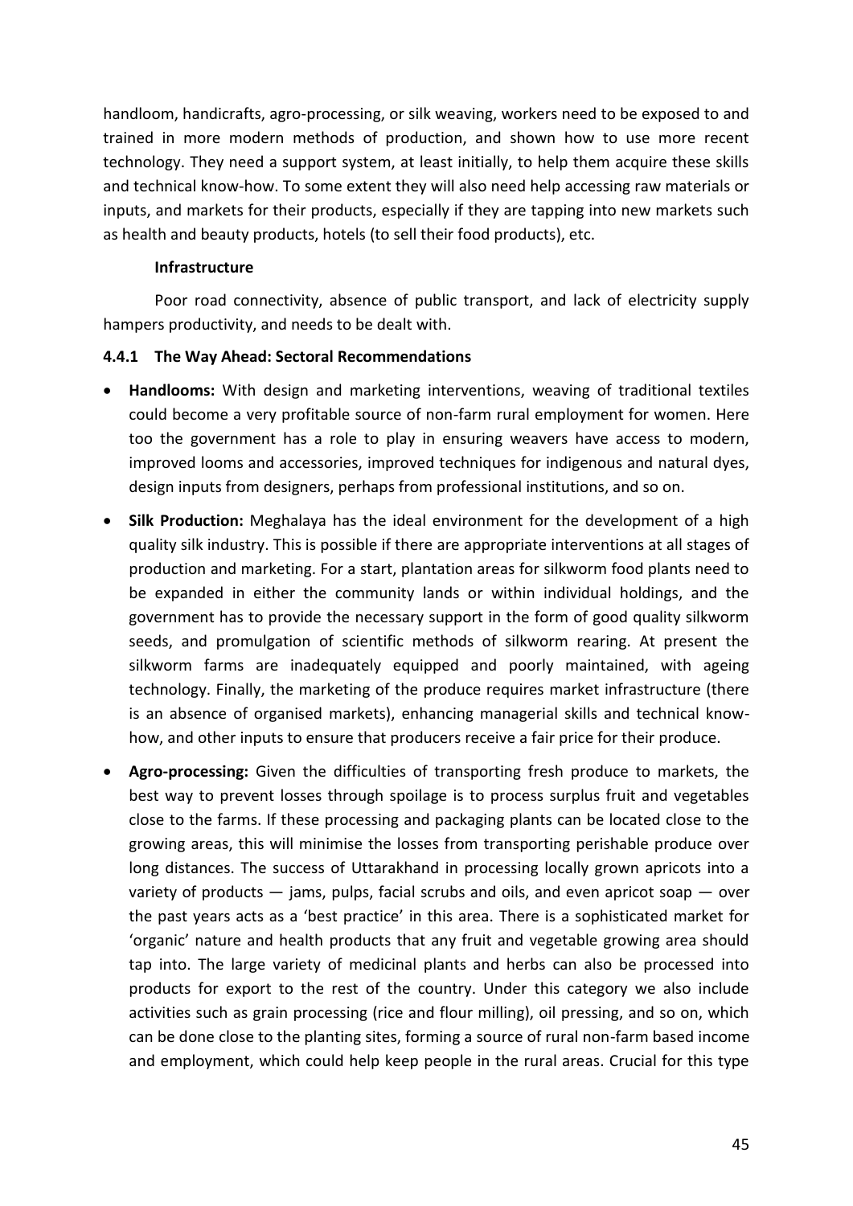handloom, handicrafts, agro-processing, or silk weaving, workers need to be exposed to and trained in more modern methods of production, and shown how to use more recent technology. They need a support system, at least initially, to help them acquire these skills and technical know-how. To some extent they will also need help accessing raw materials or inputs, and markets for their products, especially if they are tapping into new markets such as health and beauty products, hotels (to sell their food products), etc.

**Infrastructure**

Poor road connectivity, absence of public transport, and lack of electricity supply hampers productivity, and needs to be dealt with.

### 4.4.1 The Way Ahead: Sectoral Recommendations

- **Handlooms:** With design and marketing interventions, weaving of traditional textiles could become a very profitable source of non-farm rural employment for women. Here too the government has a role to play in ensuring weavers have access to modern, improved looms and accessories, improved techniques for indigenous and natural dyes, design inputs from designers, perhaps from professional institutions, and so on.
- **Silk Production:** Meghalaya has the ideal environment for the development of a high quality silk industry. This is possible if there are appropriate interventions at all stages of production and marketing. For a start, plantation areas for silkworm food plants need to be expanded in either the community lands or within individual holdings, and the government has to provide the necessary support in the form of good quality silkworm seeds, and promulgation of scientific methods of silkworm rearing. At present the silkworm farms are inadequately equipped and poorly maintained, with ageing technology. Finally, the marketing of the produce requires market infrastructure (there is an absence of organised markets), enhancing managerial skills and technical know-how, and other inputs to ensure that producers receive a fair price for their produce.
- **Agro-processing:** Given the difficulties of transporting fresh produce to markets, the best way to prevent losses through spoilage is to process surplus fruit and vegetables close to the farms. If these processing and packaging plants can be located close to the growing areas, this will minimise the losses from transporting perishable produce over long distances. The success of Uttarakhand in processing locally grown apricots into a variety of products — jams, pulps, facial scrubs and oils, and even apricot soap — over the past years acts as a 'best practice' in this area. There is a sophisticated market for 'organic' nature and health products that any fruit and vegetable growing area should tap into. The large variety of medicinal plants and herbs can also be processed into products for export to the rest of the country. Under this category we also include activities such as grain processing (rice and flour milling), oil pressing, and so on, which can be done close to the planting sites, forming a source of rural non-farm based income and employment, which could help keep people in the rural areas. Crucial for this type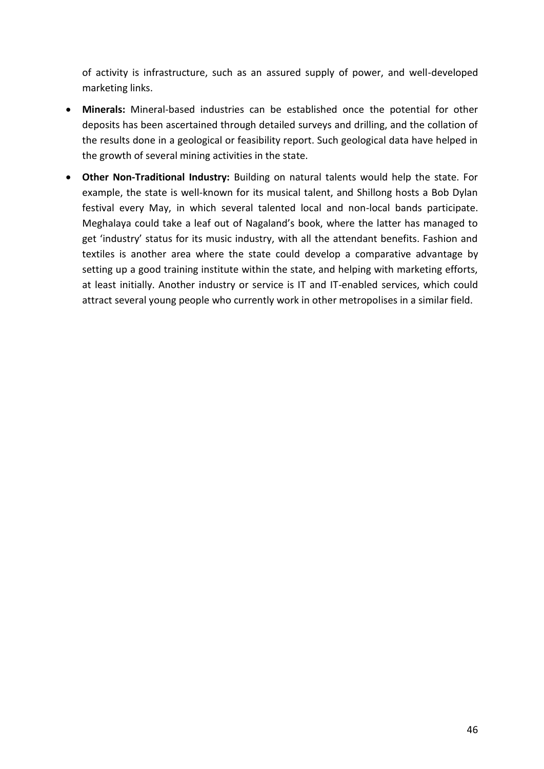of activity is infrastructure, such as an assured supply of power, and well-developed marketing links.

- **Minerals:** Mineral-based industries can be established once the potential for other deposits has been ascertained through detailed surveys and drilling, and the collation of the results done in a geological or feasibility report. Such geological data have helped in the growth of several mining activities in the state.
- **Other Non-Traditional Industry:** Building on natural talents would help the state. For example, the state is well-known for its musical talent, and Shillong hosts a Bob Dylan festival every May, in which several talented local and non-local bands participate. Meghalaya could take a leaf out of Nagaland's book, where the latter has managed to get 'industry' status for its music industry, with all the attendant benefits. Fashion and textiles is another area where the state could develop a comparative advantage by setting up a good training institute within the state, and helping with marketing efforts, at least initially. Another industry or service is IT and IT-enabled services, which could attract several young people who currently work in other metropolises in a similar field.